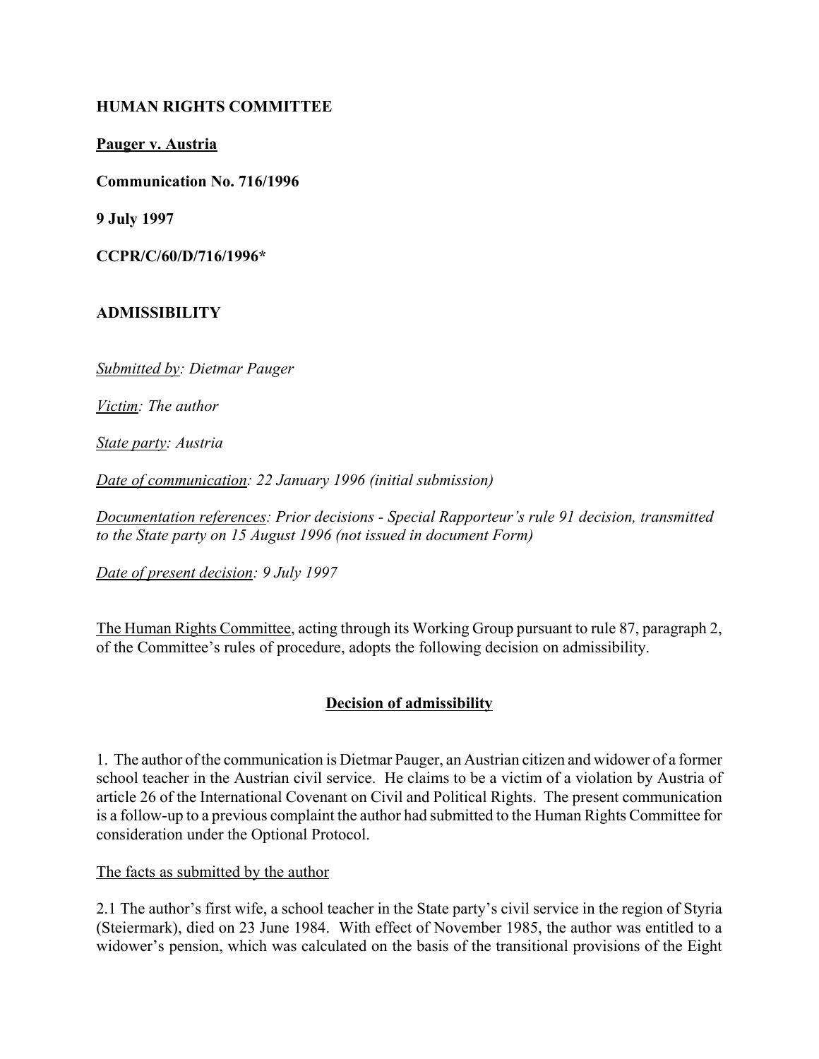**HUMAN RIGHTS COMMITTEE**

**Pauger v. Austria**

**Communication No. 716/1996**

**9 July 1997**

**CCPR/C/60/D/716/1996***

**ADMISSIBILITY**

*Submitted by: Dietmar Pauger*

*Victim: The author*

*State party: Austria*

*Date of communication: 22 January 1996 (initial submission)*

*Documentation references: Prior decisions - Special Rapporteur's rule 91 decision, transmitted to the State party on 15 August 1996 (not issued in document Form)*

*Date of present decision: 9 July 1997*

The Human Rights Committee, acting through its Working Group pursuant to rule 87, paragraph 2, of the Committee's rules of procedure, adopts the following decision on admissibility.

## Decision of admissibility

1. The author of the communication is Dietmar Pauger, an Austrian citizen and widower of a former school teacher in the Austrian civil service. He claims to be a victim of a violation by Austria of article 26 of the International Covenant on Civil and Political Rights. The present communication is a follow-up to a previous complaint the author had submitted to the Human Rights Committee for consideration under the Optional Protocol.

The facts as submitted by the author

2.1 The author's first wife, a school teacher in the State party's civil service in the region of Styria (Steiermark), died on 23 June 1984. With effect of November 1985, the author was entitled to a widower's pension, which was calculated on the basis of the transitional provisions of the Eight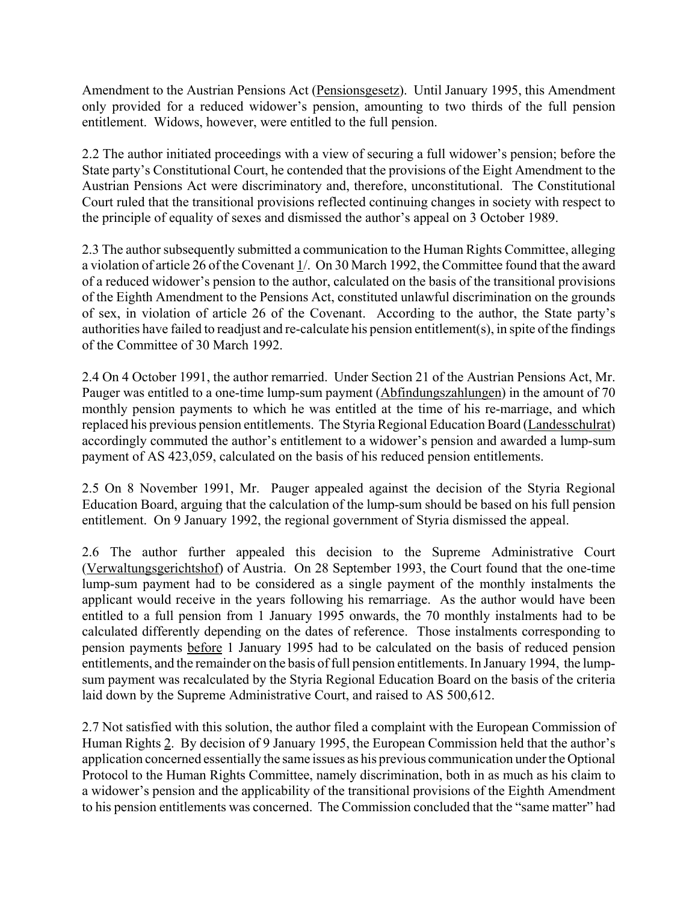Amendment to the Austrian Pensions Act (Pensionsgesetz). Until January 1995, this Amendment only provided for a reduced widower's pension, amounting to two thirds of the full pension entitlement. Widows, however, were entitled to the full pension.

2.2 The author initiated proceedings with a view of securing a full widower's pension; before the State party's Constitutional Court, he contended that the provisions of the Eight Amendment to the Austrian Pensions Act were discriminatory and, therefore, unconstitutional. The Constitutional Court ruled that the transitional provisions reflected continuing changes in society with respect to the principle of equality of sexes and dismissed the author's appeal on 3 October 1989.

2.3 The author subsequently submitted a communication to the Human Rights Committee, alleging a violation of article 26 of the Covenant 1/. On 30 March 1992, the Committee found that the award of a reduced widower's pension to the author, calculated on the basis of the transitional provisions of the Eighth Amendment to the Pensions Act, constituted unlawful discrimination on the grounds of sex, in violation of article 26 of the Covenant. According to the author, the State party's authorities have failed to readjust and re-calculate his pension entitlement(s), in spite of the findings of the Committee of 30 March 1992.

2.4 On 4 October 1991, the author remarried. Under Section 21 of the Austrian Pensions Act, Mr. Pauger was entitled to a one-time lump-sum payment (Abfindungszahlungen) in the amount of 70 monthly pension payments to which he was entitled at the time of his re-marriage, and which replaced his previous pension entitlements. The Styria Regional Education Board (Landesschulrat) accordingly commuted the author's entitlement to a widower's pension and awarded a lump-sum payment of AS 423,059, calculated on the basis of his reduced pension entitlements.

2.5 On 8 November 1991, Mr. Pauger appealed against the decision of the Styria Regional Education Board, arguing that the calculation of the lump-sum should be based on his full pension entitlement. On 9 January 1992, the regional government of Styria dismissed the appeal.

2.6 The author further appealed this decision to the Supreme Administrative Court (Verwaltungsgerichtshof) of Austria. On 28 September 1993, the Court found that the one-time lump-sum payment had to be considered as a single payment of the monthly instalments the applicant would receive in the years following his remarriage. As the author would have been entitled to a full pension from 1 January 1995 onwards, the 70 monthly instalments had to be calculated differently depending on the dates of reference. Those instalments corresponding to pension payments before 1 January 1995 had to be calculated on the basis of reduced pension entitlements, and the remainder on the basis of full pension entitlements. In January 1994, the lump-sum payment was recalculated by the Styria Regional Education Board on the basis of the criteria laid down by the Supreme Administrative Court, and raised to AS 500,612.

2.7 Not satisfied with this solution, the author filed a complaint with the European Commission of Human Rights 2. By decision of 9 January 1995, the European Commission held that the author's application concerned essentially the same issues as his previous communication under the Optional Protocol to the Human Rights Committee, namely discrimination, both in as much as his claim to a widower's pension and the applicability of the transitional provisions of the Eighth Amendment to his pension entitlements was concerned. The Commission concluded that the "same matter" had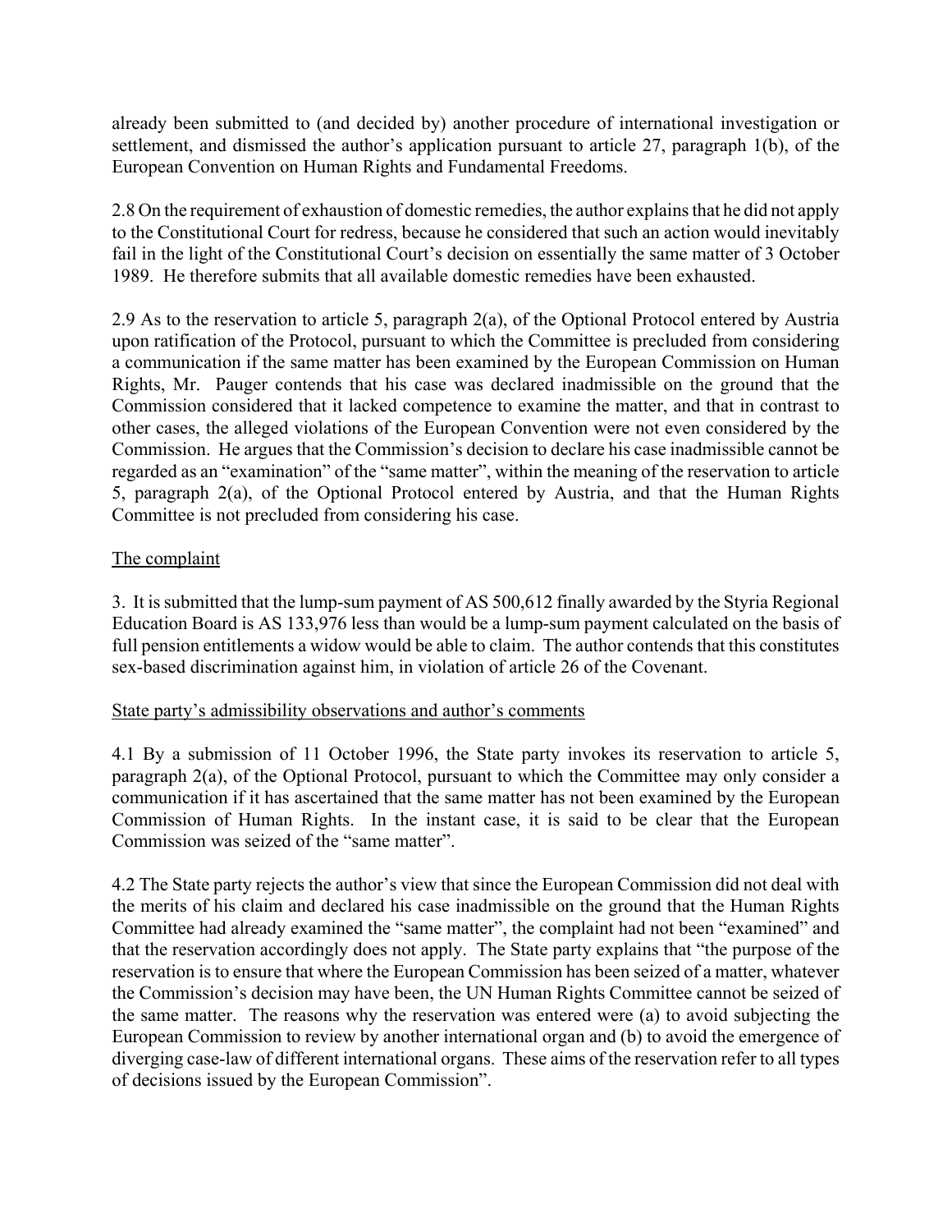already been submitted to (and decided by) another procedure of international investigation or settlement, and dismissed the author's application pursuant to article 27, paragraph 1(b), of the European Convention on Human Rights and Fundamental Freedoms.

2.8 On the requirement of exhaustion of domestic remedies, the author explains that he did not apply to the Constitutional Court for redress, because he considered that such an action would inevitably fail in the light of the Constitutional Court's decision on essentially the same matter of 3 October 1989. He therefore submits that all available domestic remedies have been exhausted.

2.9 As to the reservation to article 5, paragraph 2(a), of the Optional Protocol entered by Austria upon ratification of the Protocol, pursuant to which the Committee is precluded from considering a communication if the same matter has been examined by the European Commission on Human Rights, Mr. Pauger contends that his case was declared inadmissible on the ground that the Commission considered that it lacked competence to examine the matter, and that in contrast to other cases, the alleged violations of the European Convention were not even considered by the Commission. He argues that the Commission's decision to declare his case inadmissible cannot be regarded as an "examination" of the "same matter", within the meaning of the reservation to article 5, paragraph 2(a), of the Optional Protocol entered by Austria, and that the Human Rights Committee is not precluded from considering his case.

The complaint

3. It is submitted that the lump-sum payment of AS 500,612 finally awarded by the Styria Regional Education Board is AS 133,976 less than would be a lump-sum payment calculated on the basis of full pension entitlements a widow would be able to claim. The author contends that this constitutes sex-based discrimination against him, in violation of article 26 of the Covenant.

State party's admissibility observations and author's comments

4.1 By a submission of 11 October 1996, the State party invokes its reservation to article 5, paragraph 2(a), of the Optional Protocol, pursuant to which the Committee may only consider a communication if it has ascertained that the same matter has not been examined by the European Commission of Human Rights. In the instant case, it is said to be clear that the European Commission was seized of the "same matter".

4.2 The State party rejects the author's view that since the European Commission did not deal with the merits of his claim and declared his case inadmissible on the ground that the Human Rights Committee had already examined the "same matter", the complaint had not been "examined" and that the reservation accordingly does not apply. The State party explains that "the purpose of the reservation is to ensure that where the European Commission has been seized of a matter, whatever the Commission's decision may have been, the UN Human Rights Committee cannot be seized of the same matter. The reasons why the reservation was entered were (a) to avoid subjecting the European Commission to review by another international organ and (b) to avoid the emergence of diverging case-law of different international organs. These aims of the reservation refer to all types of decisions issued by the European Commission".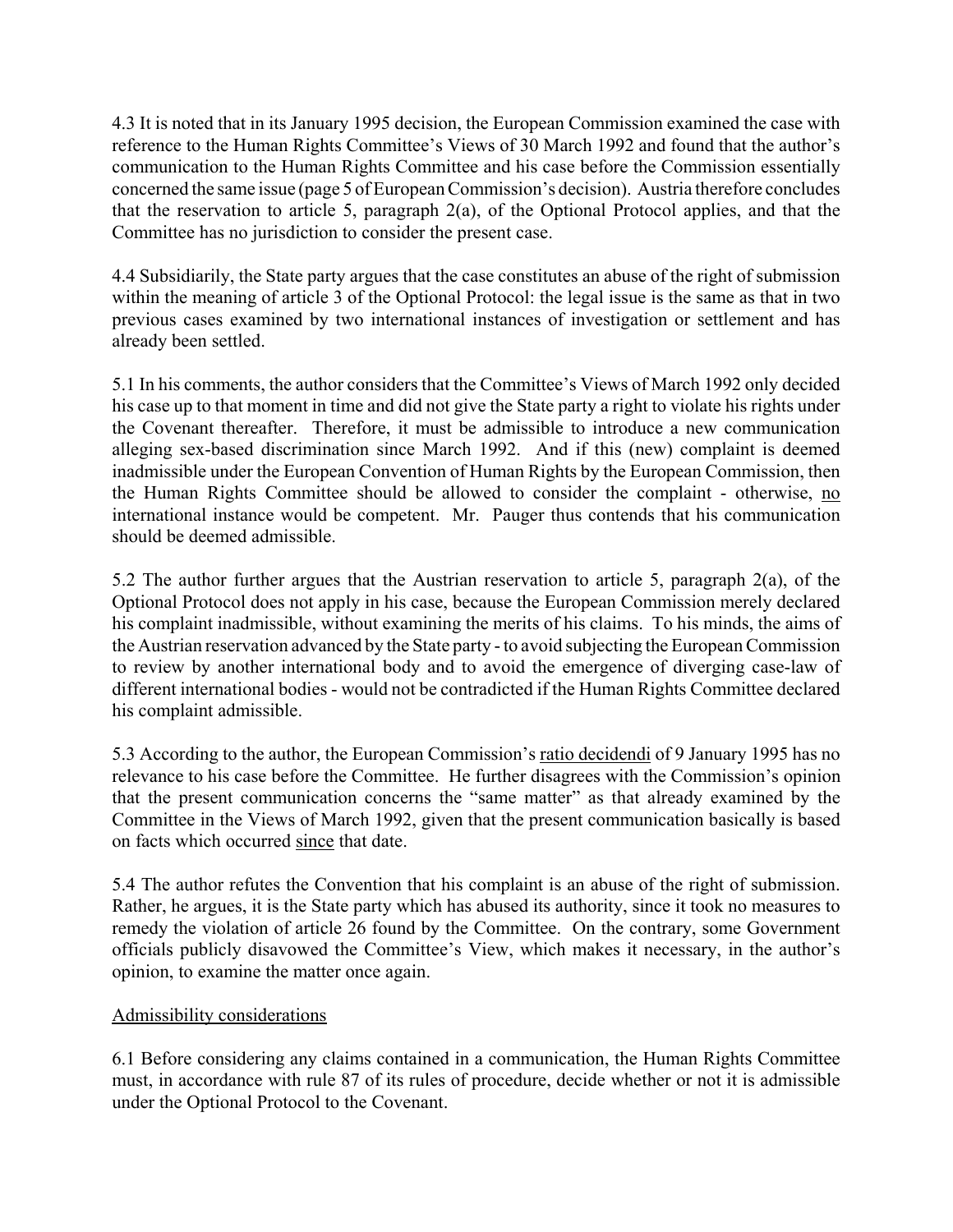4.3 It is noted that in its January 1995 decision, the European Commission examined the case with reference to the Human Rights Committee's Views of 30 March 1992 and found that the author's communication to the Human Rights Committee and his case before the Commission essentially concerned the same issue (page 5 of European Commission's decision). Austria therefore concludes that the reservation to article 5, paragraph 2(a), of the Optional Protocol applies, and that the Committee has no jurisdiction to consider the present case.

4.4 Subsidiarily, the State party argues that the case constitutes an abuse of the right of submission within the meaning of article 3 of the Optional Protocol: the legal issue is the same as that in two previous cases examined by two international instances of investigation or settlement and has already been settled.

5.1 In his comments, the author considers that the Committee's Views of March 1992 only decided his case up to that moment in time and did not give the State party a right to violate his rights under the Covenant thereafter. Therefore, it must be admissible to introduce a new communication alleging sex-based discrimination since March 1992. And if this (new) complaint is deemed inadmissible under the European Convention of Human Rights by the European Commission, then the Human Rights Committee should be allowed to consider the complaint - otherwise, <u>no</u> international instance would be competent. Mr. Pauger thus contends that his communication should be deemed admissible.

5.2 The author further argues that the Austrian reservation to article 5, paragraph 2(a), of the Optional Protocol does not apply in his case, because the European Commission merely declared his complaint inadmissible, without examining the merits of his claims. To his minds, the aims of the Austrian reservation advanced by the State party - to avoid subjecting the European Commission to review by another international body and to avoid the emergence of diverging case-law of different international bodies - would not be contradicted if the Human Rights Committee declared his complaint admissible.

5.3 According to the author, the European Commission's <u>ratio decidendi</u> of 9 January 1995 has no relevance to his case before the Committee. He further disagrees with the Commission's opinion that the present communication concerns the "same matter" as that already examined by the Committee in the Views of March 1992, given that the present communication basically is based on facts which occurred <u>since</u> that date.

5.4 The author refutes the Convention that his complaint is an abuse of the right of submission. Rather, he argues, it is the State party which has abused its authority, since it took no measures to remedy the violation of article 26 found by the Committee. On the contrary, some Government officials publicly disavowed the Committee's View, which makes it necessary, in the author's opinion, to examine the matter once again.

<u>Admissibility considerations</u>

6.1 Before considering any claims contained in a communication, the Human Rights Committee must, in accordance with rule 87 of its rules of procedure, decide whether or not it is admissible under the Optional Protocol to the Covenant.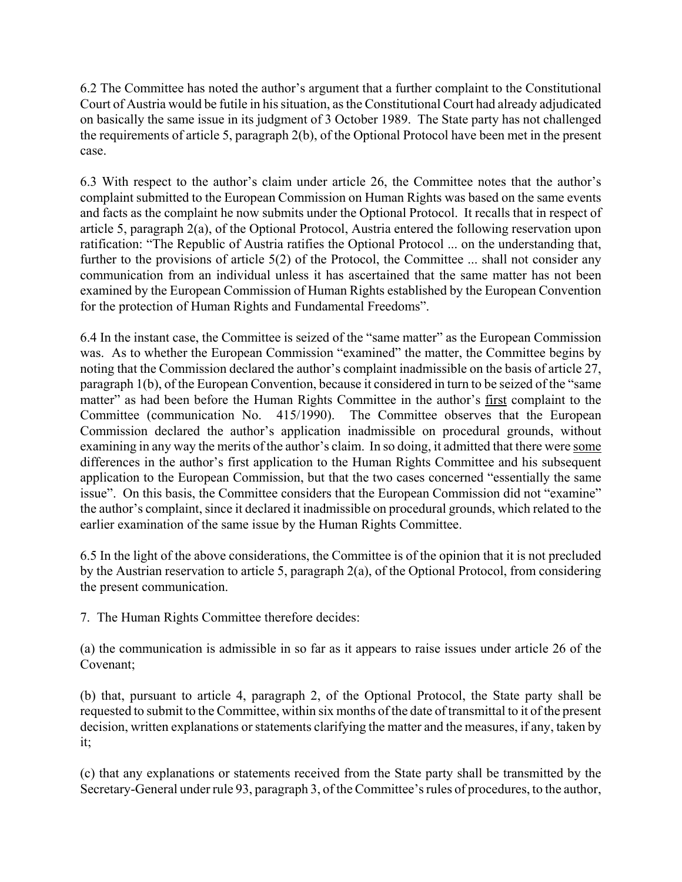6.2 The Committee has noted the author's argument that a further complaint to the Constitutional Court of Austria would be futile in his situation, as the Constitutional Court had already adjudicated on basically the same issue in its judgment of 3 October 1989. The State party has not challenged the requirements of article 5, paragraph 2(b), of the Optional Protocol have been met in the present case.

6.3 With respect to the author's claim under article 26, the Committee notes that the author's complaint submitted to the European Commission on Human Rights was based on the same events and facts as the complaint he now submits under the Optional Protocol. It recalls that in respect of article 5, paragraph 2(a), of the Optional Protocol, Austria entered the following reservation upon ratification: "The Republic of Austria ratifies the Optional Protocol ... on the understanding that, further to the provisions of article 5(2) of the Protocol, the Committee ... shall not consider any communication from an individual unless it has ascertained that the same matter has not been examined by the European Commission of Human Rights established by the European Convention for the protection of Human Rights and Fundamental Freedoms".

6.4 In the instant case, the Committee is seized of the "same matter" as the European Commission was. As to whether the European Commission "examined" the matter, the Committee begins by noting that the Commission declared the author's complaint inadmissible on the basis of article 27, paragraph 1(b), of the European Convention, because it considered in turn to be seized of the "same matter" as had been before the Human Rights Committee in the author's <u>first</u> complaint to the Committee (communication No. 415/1990). The Committee observes that the European Commission declared the author's application inadmissible on procedural grounds, without examining in any way the merits of the author's claim. In so doing, it admitted that there were <u>some</u> differences in the author's first application to the Human Rights Committee and his subsequent application to the European Commission, but that the two cases concerned "essentially the same issue". On this basis, the Committee considers that the European Commission did not "examine" the author's complaint, since it declared it inadmissible on procedural grounds, which related to the earlier examination of the same issue by the Human Rights Committee.

6.5 In the light of the above considerations, the Committee is of the opinion that it is not precluded by the Austrian reservation to article 5, paragraph 2(a), of the Optional Protocol, from considering the present communication.

7. The Human Rights Committee therefore decides:

(a) the communication is admissible in so far as it appears to raise issues under article 26 of the Covenant;

(b) that, pursuant to article 4, paragraph 2, of the Optional Protocol, the State party shall be requested to submit to the Committee, within six months of the date of transmittal to it of the present decision, written explanations or statements clarifying the matter and the measures, if any, taken by it;

(c) that any explanations or statements received from the State party shall be transmitted by the Secretary-General under rule 93, paragraph 3, of the Committee's rules of procedures, to the author,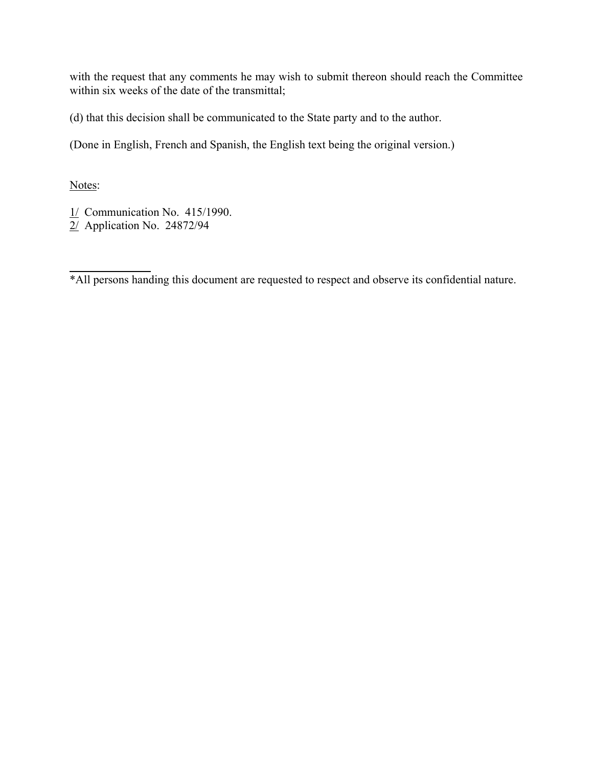with the request that any comments he may wish to submit thereon should reach the Committee within six weeks of the date of the transmittal;

(d) that this decision shall be communicated to the State party and to the author.

(Done in English, French and Spanish, the English text being the original version.)

Notes:

1/ Communication No. 415/1990.
2/ Application No. 24872/94

---

*All persons handing this document are requested to respect and observe its confidential nature.